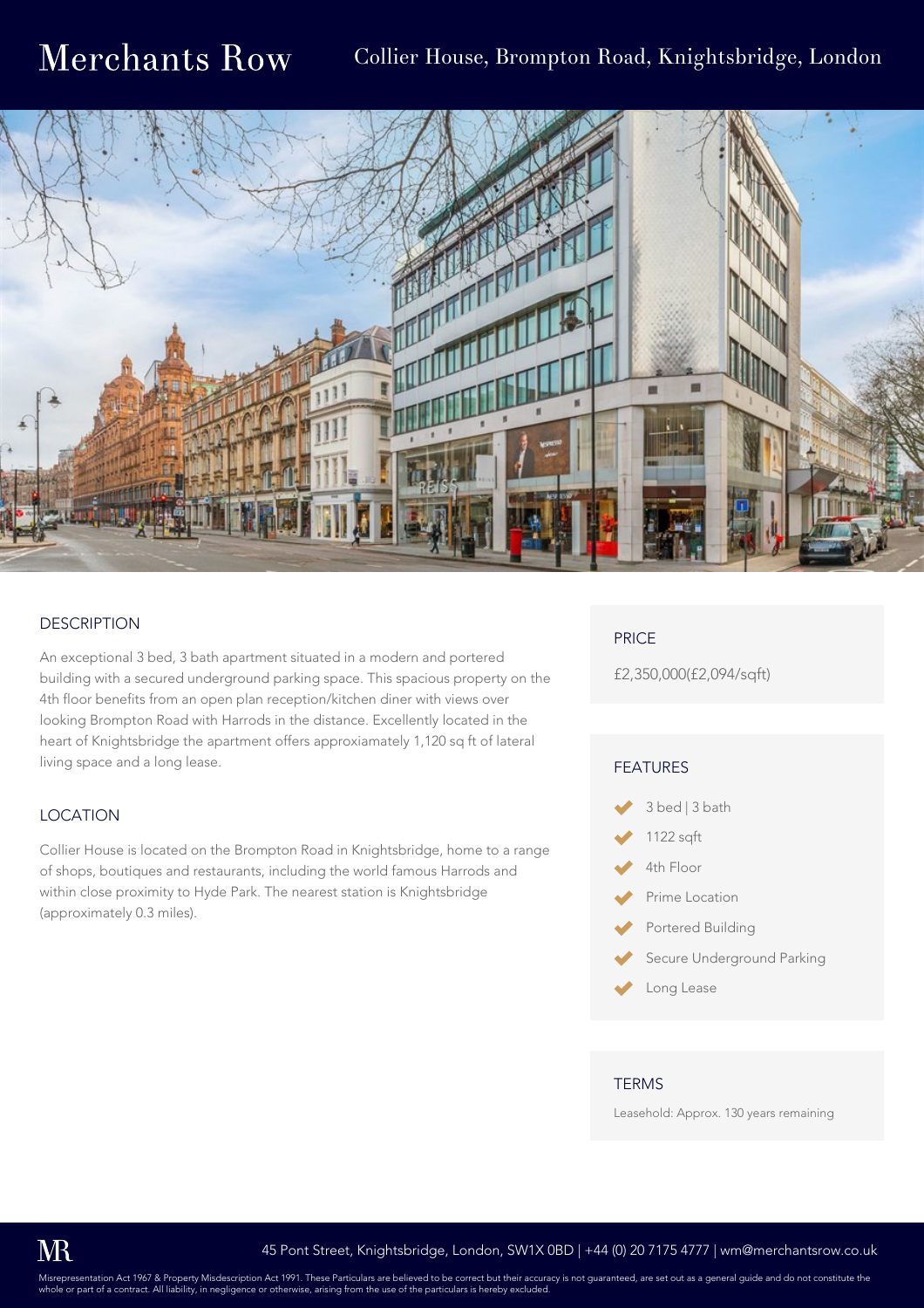# Merchants Row

## Collier House, Brompton Road, Knightsbridge, London

### DESCRIPTION

An exceptional 3 bed, 3 bath apartment situated in a modern and portered building with a secured underground parking space. This spacious property on the 4th floor benefits from an open plan reception/kitchen diner with views over looking Brompton Road with Harrods in the distance. Excellently located in the heart of Knightsbridge the apartment offers approxiamately 1,120 sq ft of lateral living space and a long lease.

### LOCATION

Collier House is located on the Brompton Road in Knightsbridge, home to a range of shops, boutiques and restaurants, including the world famous Harrods and within close proximity to Hyde Park. The nearest station is Knightsbridge (approximately 0.3 miles).

### PRICE

£2,350,000(£2,094/sqft)

### FEATURES

- 3 bed | 3 bath
- 1122 sqft
- 4th Floor
- Prime Location
- Portered Building
- Secure Underground Parking
- Long Lease

### TERMS

Leasehold: Approx. 130 years remaining

MR

45 Pont Street, Knightsbridge, London, SW1X 0BD | +44 (0) 20 7175 4777 | wm@merchantsrow.co.uk

Misrepresentation Act 1967 & Property Misdescription Act 1991. These Particulars are believed to be correct but their accuracy is not guaranteed, are set out as a general guide and do not constitute the whole or part of a contract. All liability, in negligence or otherwise, arising from the use of the particulars is hereby excluded.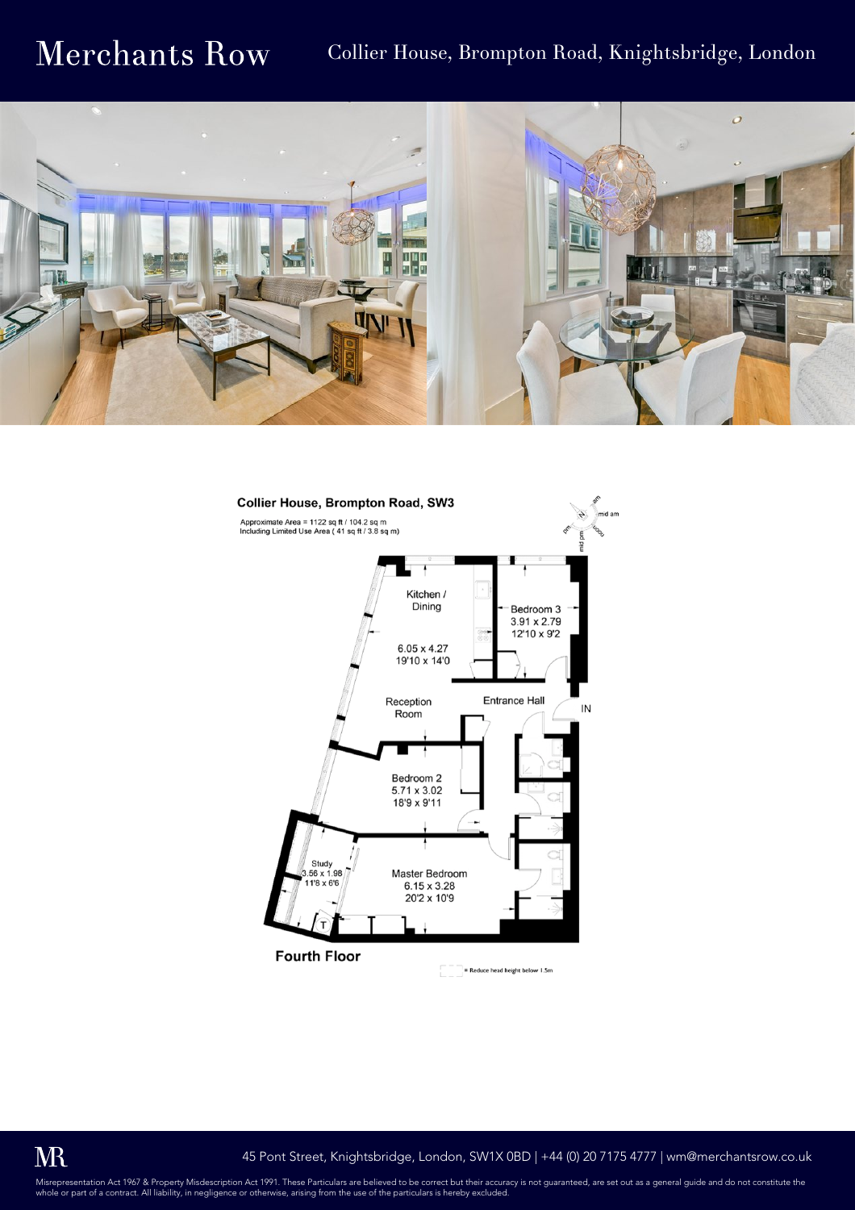# Merchants Row

Collier House, Brompton Road, Knightsbridge, London

**Collier House, Brompton Road, SW3**

Approximate Area = 1122 sq ft / 104.2 sq m
Including Limited Use Area ( 41 sq ft / 3.8 sq m)

Kitchen / Dining
6.05 x 4.27
19'10 x 14'0

Bedroom 3
3.91 x 2.79
12'10 x 9'2

Reception Room

Entrance Hall

IN

Bedroom 2
5.71 x 3.02
18'9 x 9'11

Study
3.56 x 1.98
11'8 x 6'6

Master Bedroom
6.15 x 3.28
20'2 x 10'9

**Fourth Floor**

= Reduce head height below 1.5m

45 Pont Street, Knightsbridge, London, SW1X 0BD | +44 (0) 20 7175 4777 | wm@merchantsrow.co.uk

Misrepresentation Act 1967 & Property Misdescription Act 1991. These Particulars are believed to be correct but their accuracy is not guaranteed, are set out as a general guide and do not constitute the whole or part of a contract. All liability, in negligence or otherwise, arising from the use of the particulars is hereby excluded.